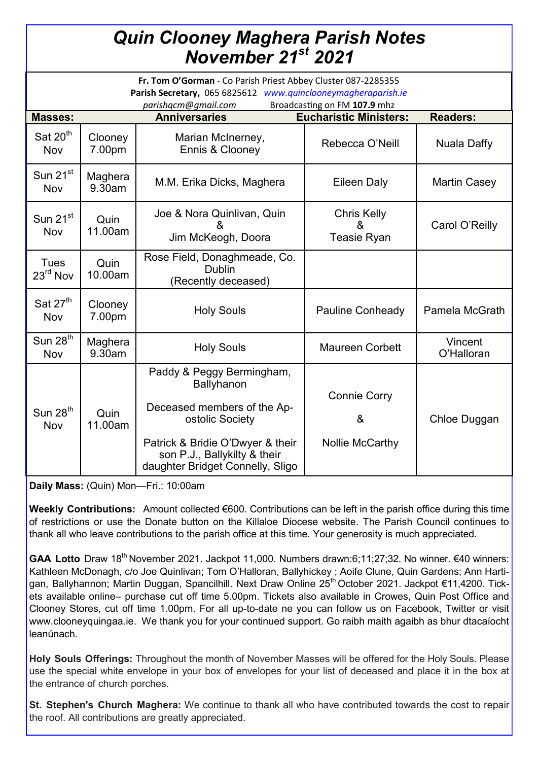# *Quin Clooney Maghera Parish Notes November 21st 2021*

**Fr. Tom O'Gorman** - Co Parish Priest Abbey Cluster 087-2285355
**Parish Secretary,** 065 6825612 *www.quinclooneymagheraparish.ie*
*parishqcm@gmail.com* Broadcasting on FM **107.9** mhz

| Masses: | | Anniversaries | Eucharistic Ministers: | Readers: |
|---|---|---|---|---|
| Sat 20th Nov | Clooney 7.00pm | Marian McInerney, Ennis & Clooney | Rebecca O'Neill | Nuala Daffy |
| Sun 21st Nov | Maghera 9.30am | M.M. Erika Dicks, Maghera | Eileen Daly | Martin Casey |
| Sun 21st Nov | Quin 11.00am | Joe & Nora Quinlivan, Quin & Jim McKeogh, Doora | Chris Kelly & Teasie Ryan | Carol O'Reilly |
| Tues 23rd Nov | Quin 10.00am | Rose Field, Donaghmeade, Co. Dublin (Recently deceased) | | |
| Sat 27th Nov | Clooney 7.00pm | Holy Souls | Pauline Conheady | Pamela McGrath |
| Sun 28th Nov | Maghera 9.30am | Holy Souls | Maureen Corbett | Vincent O'Halloran |
| Sun 28th Nov | Quin 11.00am | Paddy & Peggy Bermingham, Ballyhanon<br><br>Deceased members of the Apostolic Society<br><br>Patrick & Bridie O'Dwyer & their son P.J., Ballykilty & their daughter Bridget Connelly, Sligo | Connie Corry & Nollie McCarthy | Chloe Duggan |

**Daily Mass:** (Quin) Mon—Fri.: 10:00am

**Weekly Contributions:** Amount collected €600. Contributions can be left in the parish office during this time of restrictions or use the Donate button on the Killaloe Diocese website. The Parish Council continues to thank all who leave contributions to the parish office at this time. Your generosity is much appreciated.

**GAA Lotto** Draw 18th November 2021. Jackpot 11,000. Numbers drawn:6;11;27;32. No winner. €40 winners: Kathleen McDonagh, c/o Joe Quinlivan; Tom O'Halloran, Ballyhickey ; Aoife Clune, Quin Gardens; Ann Hartigan, Ballyhannon; Martin Duggan, Spancilhill. Next Draw Online 25th October 2021. Jackpot €11,4200. Tickets available online– purchase cut off time 5.00pm. Tickets also available in Crowes, Quin Post Office and Clooney Stores, cut off time 1.00pm. For all up-to-date ne you can follow us on Facebook, Twitter or visit www.clooneyquingaa.ie. We thank you for your continued support. Go raibh maith agaibh as bhur dtacaíocht leanúnach.

**Holy Souls Offerings:** Throughout the month of November Masses will be offered for the Holy Souls. Please use the special white envelope in your box of envelopes for your list of deceased and place it in the box at the entrance of church porches.

**St. Stephen's Church Maghera:** We continue to thank all who have contributed towards the cost to repair the roof. All contributions are greatly appreciated.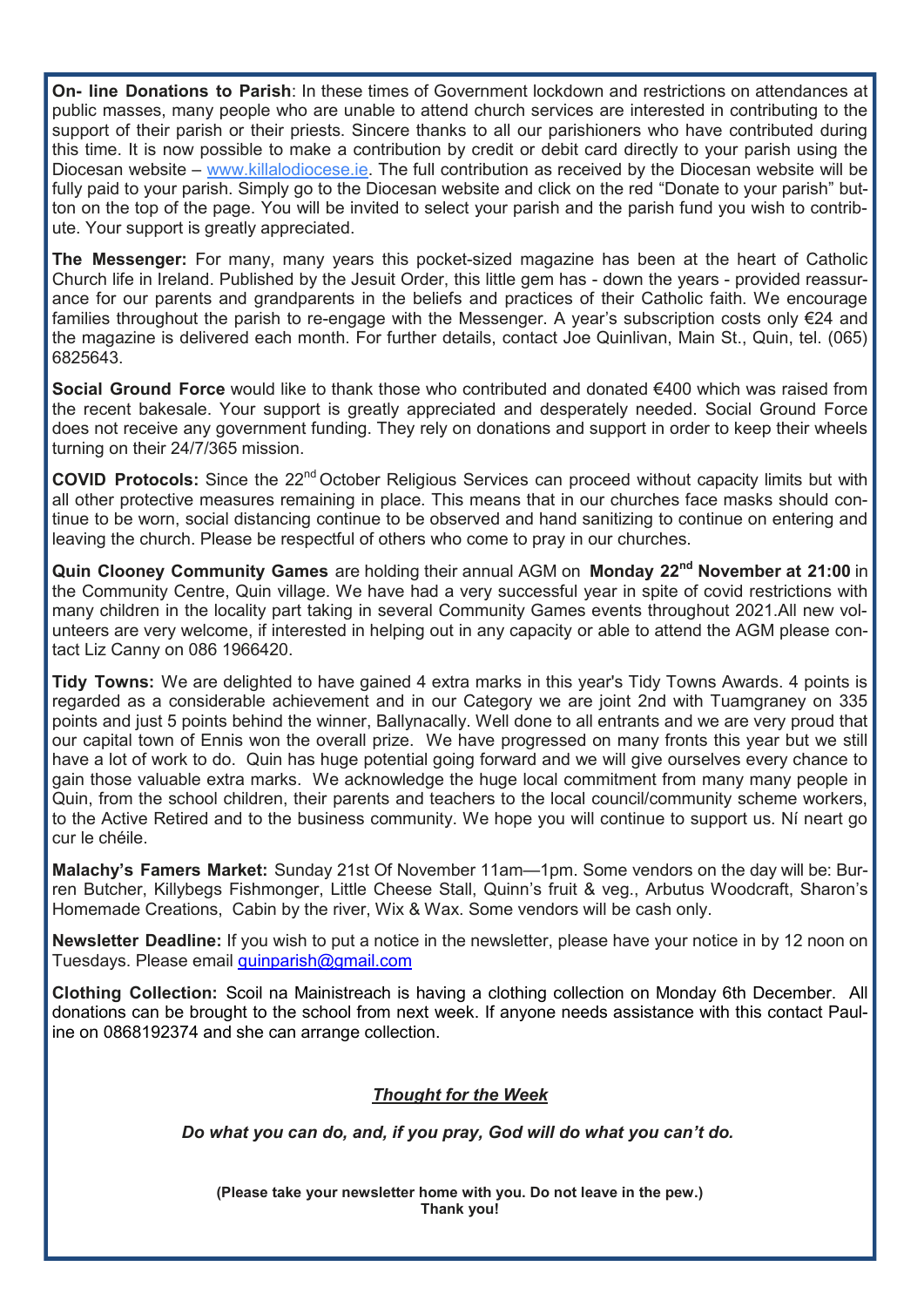**On- line Donations to Parish**: In these times of Government lockdown and restrictions on attendances at public masses, many people who are unable to attend church services are interested in contributing to the support of their parish or their priests. Sincere thanks to all our parishioners who have contributed during this time. It is now possible to make a contribution by credit or debit card directly to your parish using the Diocesan website – www.killalodiocese.ie. The full contribution as received by the Diocesan website will be fully paid to your parish. Simply go to the Diocesan website and click on the red "Donate to your parish" button on the top of the page. You will be invited to select your parish and the parish fund you wish to contribute. Your support is greatly appreciated.

**The Messenger:** For many, many years this pocket-sized magazine has been at the heart of Catholic Church life in Ireland. Published by the Jesuit Order, this little gem has - down the years - provided reassurance for our parents and grandparents in the beliefs and practices of their Catholic faith. We encourage families throughout the parish to re-engage with the Messenger. A year's subscription costs only €24 and the magazine is delivered each month. For further details, contact Joe Quinlivan, Main St., Quin, tel. (065) 6825643.

**Social Ground Force** would like to thank those who contributed and donated €400 which was raised from the recent bakesale. Your support is greatly appreciated and desperately needed. Social Ground Force does not receive any government funding. They rely on donations and support in order to keep their wheels turning on their 24/7/365 mission.

**COVID Protocols:** Since the 22nd October Religious Services can proceed without capacity limits but with all other protective measures remaining in place. This means that in our churches face masks should continue to be worn, social distancing continue to be observed and hand sanitizing to continue on entering and leaving the church. Please be respectful of others who come to pray in our churches.

**Quin Clooney Community Games** are holding their annual AGM on **Monday 22nd November at 21:00** in the Community Centre, Quin village. We have had a very successful year in spite of covid restrictions with many children in the locality part taking in several Community Games events throughout 2021.All new volunteers are very welcome, if interested in helping out in any capacity or able to attend the AGM please contact Liz Canny on 086 1966420.

**Tidy Towns:** We are delighted to have gained 4 extra marks in this year's Tidy Towns Awards. 4 points is regarded as a considerable achievement and in our Category we are joint 2nd with Tuamgraney on 335 points and just 5 points behind the winner, Ballynacally. Well done to all entrants and we are very proud that our capital town of Ennis won the overall prize. We have progressed on many fronts this year but we still have a lot of work to do. Quin has huge potential going forward and we will give ourselves every chance to gain those valuable extra marks. We acknowledge the huge local commitment from many many people in Quin, from the school children, their parents and teachers to the local council/community scheme workers, to the Active Retired and to the business community. We hope you will continue to support us. Ní neart go cur le chéile.

**Malachy's Famers Market:** Sunday 21st Of November 11am—1pm. Some vendors on the day will be: Burren Butcher, Killybegs Fishmonger, Little Cheese Stall, Quinn's fruit & veg., Arbutus Woodcraft, Sharon's Homemade Creations, Cabin by the river, Wix & Wax. Some vendors will be cash only.

**Newsletter Deadline:** If you wish to put a notice in the newsletter, please have your notice in by 12 noon on Tuesdays. Please email quinparish@gmail.com

**Clothing Collection:** Scoil na Mainistreach is having a clothing collection on Monday 6th December. All donations can be brought to the school from next week. If anyone needs assistance with this contact Pauline on 0868192374 and she can arrange collection.

***Thought for the Week***

***Do what you can do, and, if you pray, God will do what you can't do.***

**(Please take your newsletter home with you. Do not leave in the pew.)**
**Thank you!**